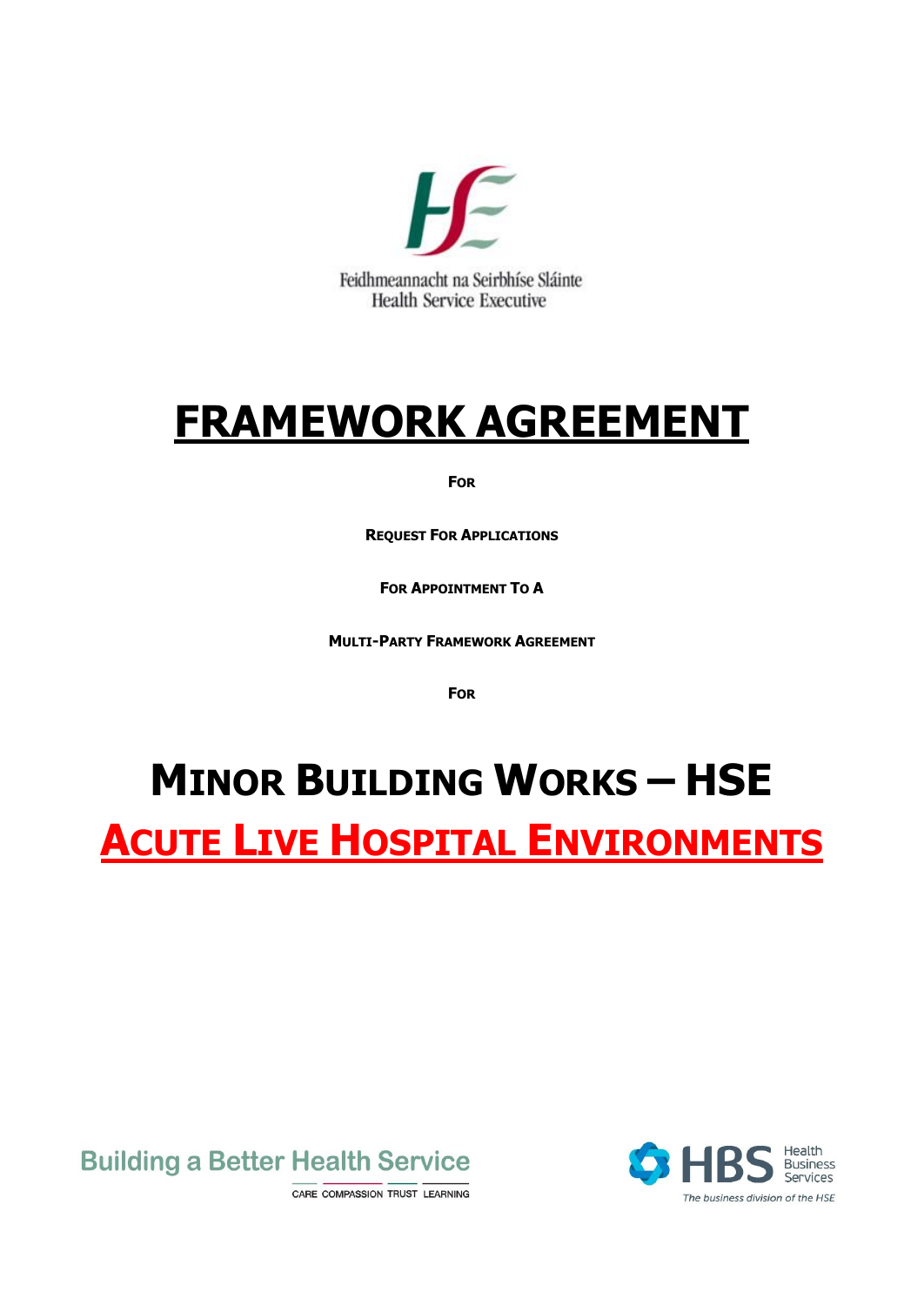Feidhmeannacht na Seirbhíse Sláinte
Health Service Executive

# FRAMEWORK AGREEMENT

**FOR**

**REQUEST FOR APPLICATIONS**

**FOR APPOINTMENT TO A**

**MULTI-PARTY FRAMEWORK AGREEMENT**

**FOR**

# MINOR BUILDING WORKS – HSE

## ACUTE LIVE HOSPITAL ENVIRONMENTS

Building a Better Health Service

CARE COMPASSION TRUST LEARNING

HBS Health Business Services

*The business division of the HSE*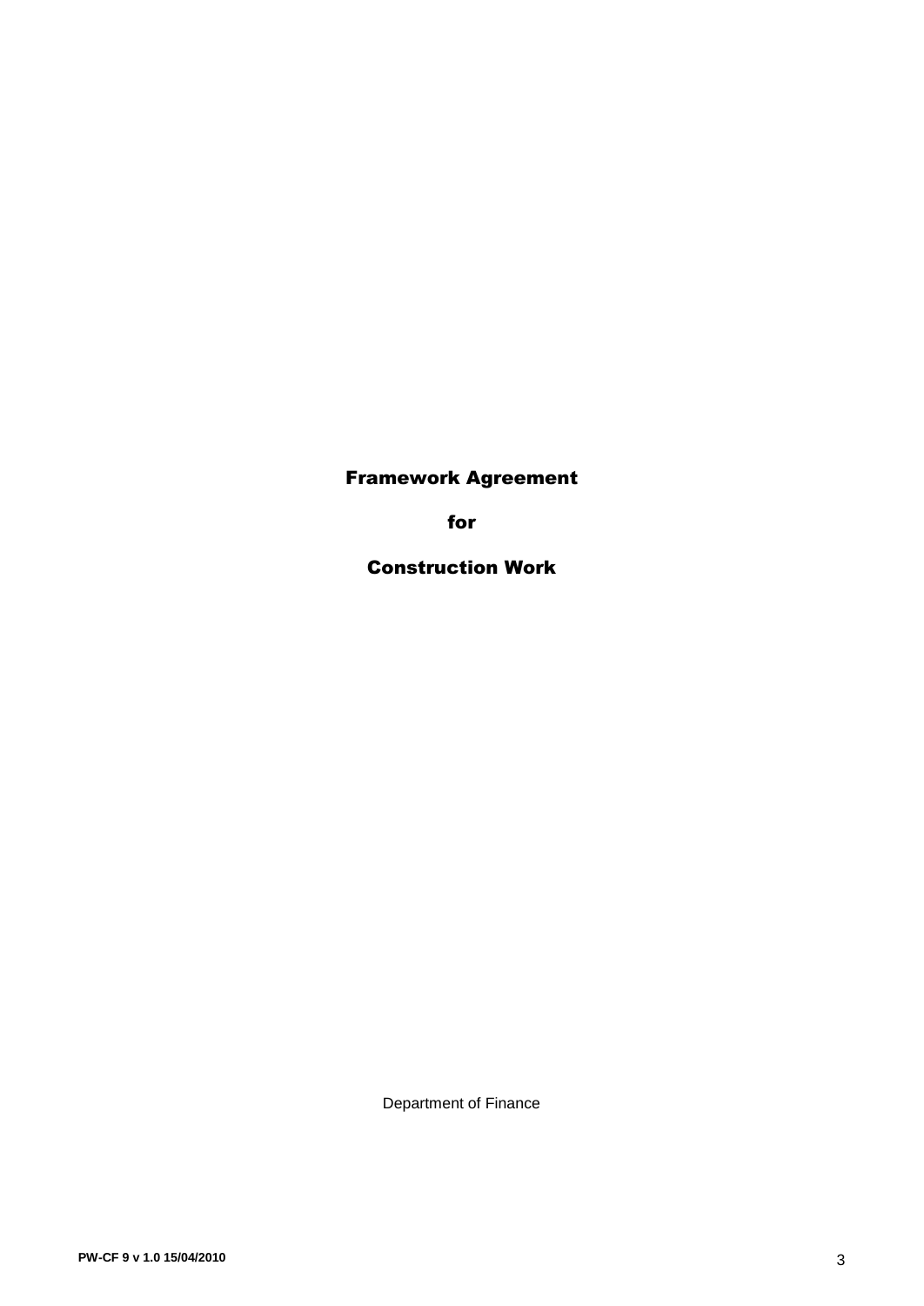# Framework Agreement

# for

# Construction Work

Department of Finance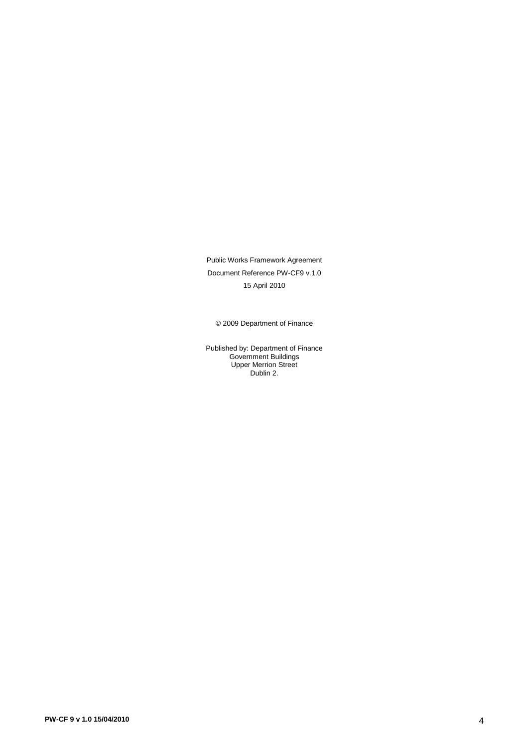Public Works Framework Agreement

Document Reference PW-CF9 v.1.0

15 April 2010

© 2009 Department of Finance

Published by: Department of Finance
Government Buildings
Upper Merrion Street
Dublin 2.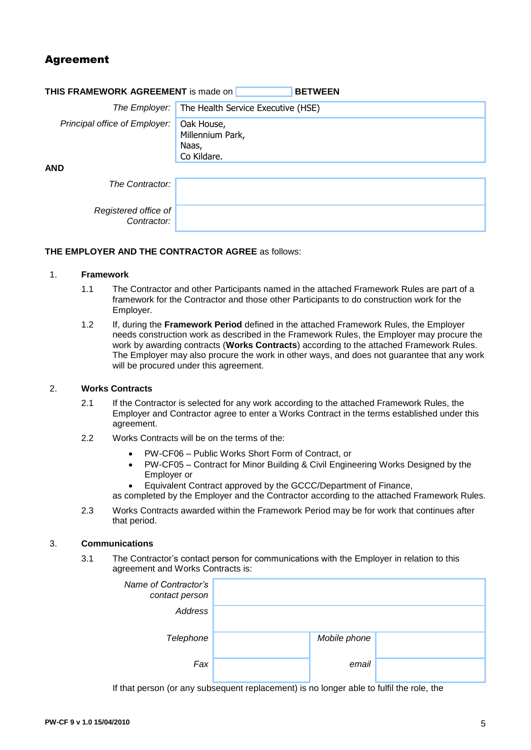## Agreement

**THIS FRAMEWORK AGREEMENT** is made on ______________ **BETWEEN**

| | |
|---|---|
| *The Employer:* | The Health Service Executive (HSE) |
| *Principal office of Employer:* | Oak House,<br>Millennium Park,<br>Naas,<br>Co Kildare. |

**AND**

| | |
|---|---|
| *The Contractor:* | |
| *Registered office of Contractor:* | |

**THE EMPLOYER AND THE CONTRACTOR AGREE** as follows:

1. **Framework**

 1.1 The Contractor and other Participants named in the attached Framework Rules are part of a framework for the Contractor and those other Participants to do construction work for the Employer.

 1.2 If, during the **Framework Period** defined in the attached Framework Rules, the Employer needs construction work as described in the Framework Rules, the Employer may procure the work by awarding contracts (**Works Contracts**) according to the attached Framework Rules. The Employer may also procure the work in other ways, and does not guarantee that any work will be procured under this agreement.

2. **Works Contracts**

 2.1 If the Contractor is selected for any work according to the attached Framework Rules, the Employer and Contractor agree to enter a Works Contract in the terms established under this agreement.

 2.2 Works Contracts will be on the terms of the:

 - PW-CF06 – Public Works Short Form of Contract, or
 - PW-CF05 – Contract for Minor Building & Civil Engineering Works Designed by the Employer or
 - Equivalent Contract approved by the GCCC/Department of Finance,

 as completed by the Employer and the Contractor according to the attached Framework Rules.

 2.3 Works Contracts awarded within the Framework Period may be for work that continues after that period.

3. **Communications**

 3.1 The Contractor's contact person for communications with the Employer in relation to this agreement and Works Contracts is:

| | | | |
|---|---|---|---|
| *Name of Contractor's contact person* | | | |
| *Address* | | | |
| *Telephone* | | *Mobile phone* | |
| *Fax* | | *email* | |

 If that person (or any subsequent replacement) is no longer able to fulfil the role, the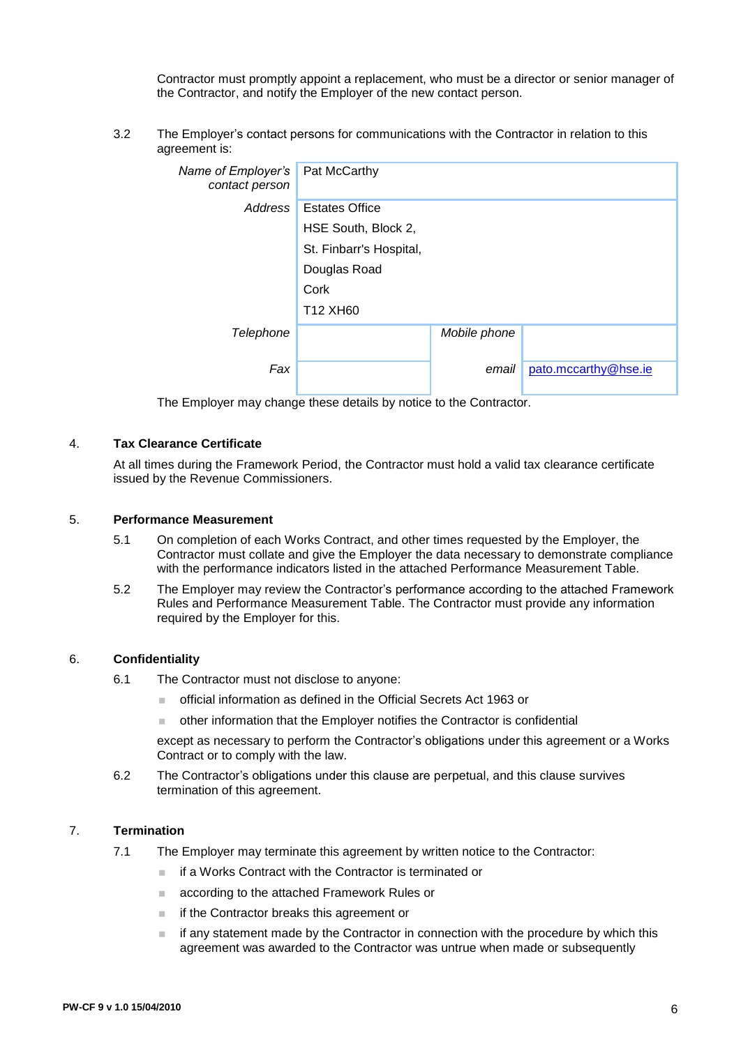Contractor must promptly appoint a replacement, who must be a director or senior manager of the Contractor, and notify the Employer of the new contact person.

3.2 The Employer's contact persons for communications with the Contractor in relation to this agreement is:

| | | | |
|---|---|---|---|
| *Name of Employer's contact person* | Pat McCarthy | | |
| *Address* | Estates Office<br>HSE South, Block 2,<br>St. Finbarr's Hospital,<br>Douglas Road<br>Cork<br>T12 XH60 | | |
| *Telephone* | | *Mobile phone* | |
| *Fax* | | *email* | pato.mccarthy@hse.ie |

The Employer may change these details by notice to the Contractor.

## 4. Tax Clearance Certificate

At all times during the Framework Period, the Contractor must hold a valid tax clearance certificate issued by the Revenue Commissioners.

## 5. Performance Measurement

5.1 On completion of each Works Contract, and other times requested by the Employer, the Contractor must collate and give the Employer the data necessary to demonstrate compliance with the performance indicators listed in the attached Performance Measurement Table.

5.2 The Employer may review the Contractor's performance according to the attached Framework Rules and Performance Measurement Table. The Contractor must provide any information required by the Employer for this.

## 6. Confidentiality

6.1 The Contractor must not disclose to anyone:

- official information as defined in the Official Secrets Act 1963 or
- other information that the Employer notifies the Contractor is confidential

except as necessary to perform the Contractor's obligations under this agreement or a Works Contract or to comply with the law.

6.2 The Contractor's obligations under this clause are perpetual, and this clause survives termination of this agreement.

## 7. Termination

7.1 The Employer may terminate this agreement by written notice to the Contractor:

- if a Works Contract with the Contractor is terminated or
- according to the attached Framework Rules or
- if the Contractor breaks this agreement or
- if any statement made by the Contractor in connection with the procedure by which this agreement was awarded to the Contractor was untrue when made or subsequently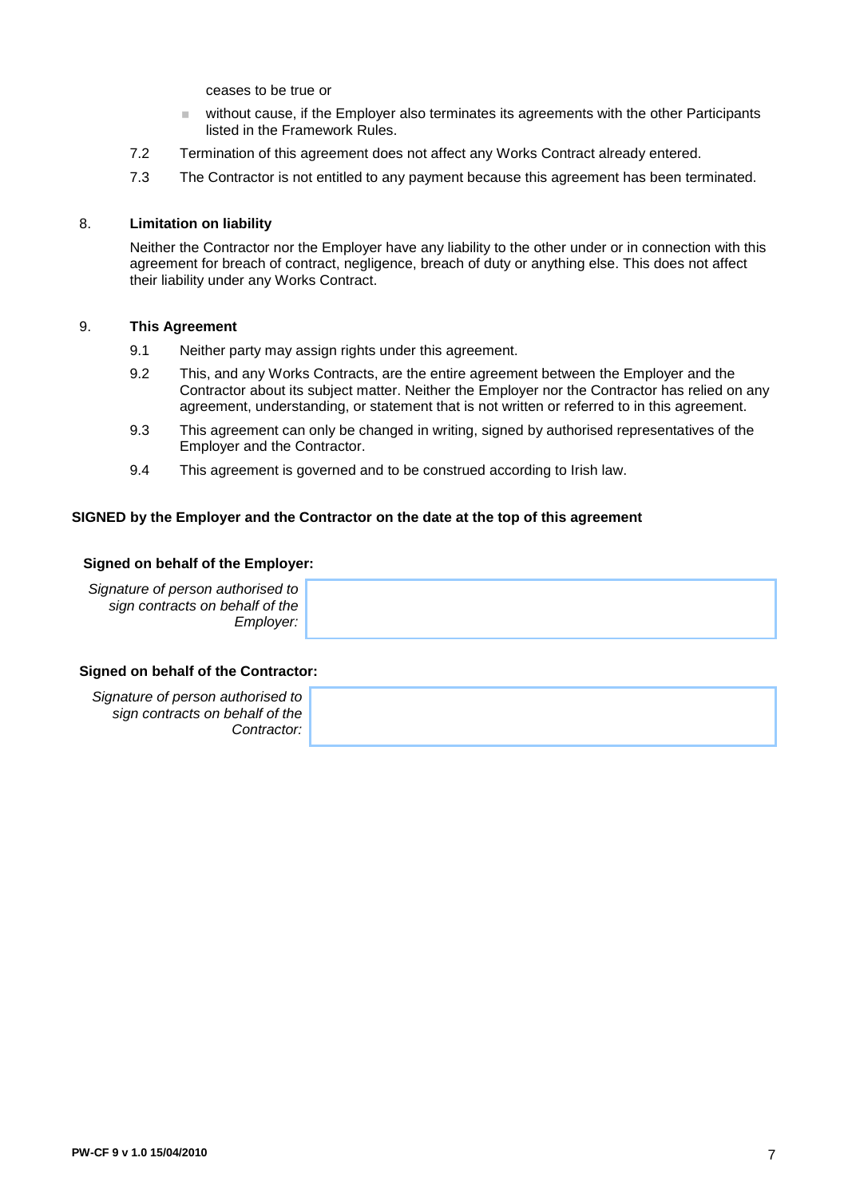ceases to be true or

- without cause, if the Employer also terminates its agreements with the other Participants listed in the Framework Rules.

7.2 Termination of this agreement does not affect any Works Contract already entered.

7.3 The Contractor is not entitled to any payment because this agreement has been terminated.

## 8. Limitation on liability

Neither the Contractor nor the Employer have any liability to the other under or in connection with this agreement for breach of contract, negligence, breach of duty or anything else. This does not affect their liability under any Works Contract.

## 9. This Agreement

9.1 Neither party may assign rights under this agreement.

9.2 This, and any Works Contracts, are the entire agreement between the Employer and the Contractor about its subject matter. Neither the Employer nor the Contractor has relied on any agreement, understanding, or statement that is not written or referred to in this agreement.

9.3 This agreement can only be changed in writing, signed by authorised representatives of the Employer and the Contractor.

9.4 This agreement is governed and to be construed according to Irish law.

**SIGNED by the Employer and the Contractor on the date at the top of this agreement**

**Signed on behalf of the Employer:**

| *Signature of person authorised to sign contracts on behalf of the Employer:* | |
|---|---|

**Signed on behalf of the Contractor:**

| *Signature of person authorised to sign contracts on behalf of the Contractor:* | |
|---|---|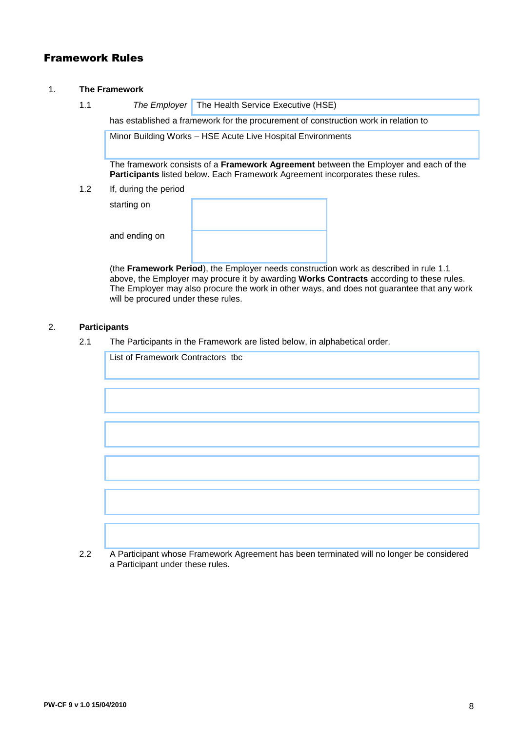# Framework Rules

1. **The Framework**

   1.1 *The Employer* The Health Service Executive (HSE)

   has established a framework for the procurement of construction work in relation to

   Minor Building Works – HSE Acute Live Hospital Environments

   The framework consists of a **Framework Agreement** between the Employer and each of the **Participants** listed below. Each Framework Agreement incorporates these rules.

   1.2 If, during the period

   | | |
   |---|---|
   | starting on | |
   | and ending on | |

   (the **Framework Period**), the Employer needs construction work as described in rule 1.1 above, the Employer may procure it by awarding **Works Contracts** according to these rules. The Employer may also procure the work in other ways, and does not guarantee that any work will be procured under these rules.

2. **Participants**

   2.1 The Participants in the Framework are listed below, in alphabetical order.

   | |
   |---|
   | List of Framework Contractors tbc |
   | |
   | |
   | |
   | |
   | |

   2.2 A Participant whose Framework Agreement has been terminated will no longer be considered a Participant under these rules.

PW-CF 9 v 1.0 15/04/2010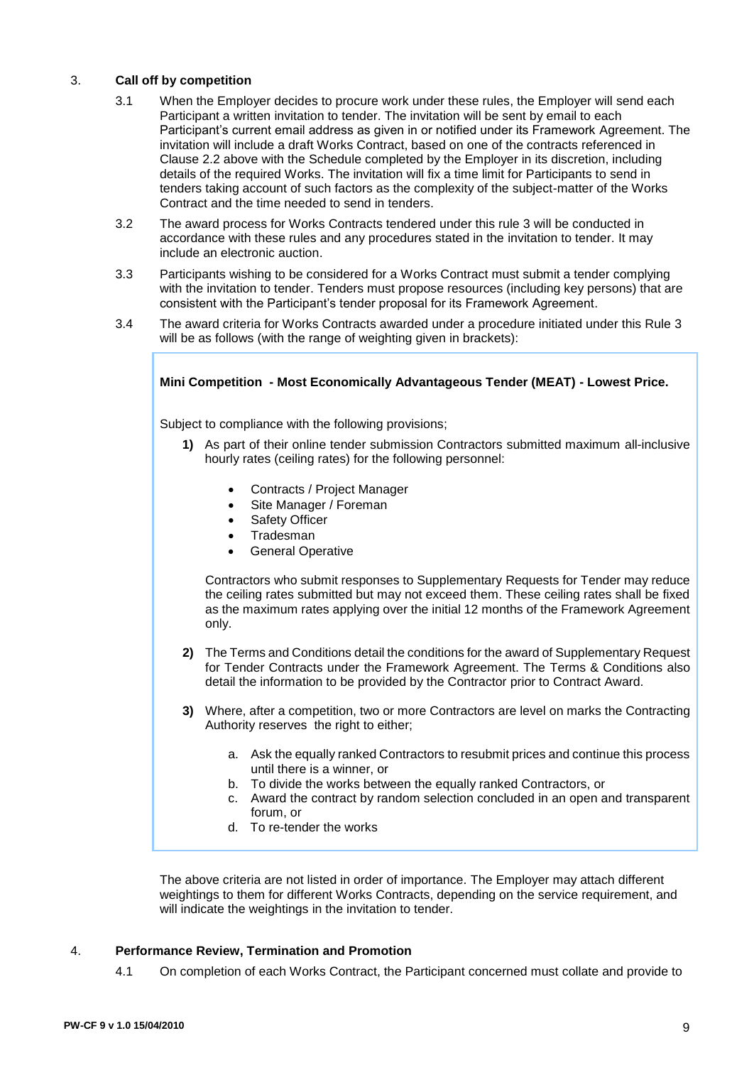3. **Call off by competition**

3.1 When the Employer decides to procure work under these rules, the Employer will send each Participant a written invitation to tender. The invitation will be sent by email to each Participant's current email address as given in or notified under its Framework Agreement. The invitation will include a draft Works Contract, based on one of the contracts referenced in Clause 2.2 above with the Schedule completed by the Employer in its discretion, including details of the required Works. The invitation will fix a time limit for Participants to send in tenders taking account of such factors as the complexity of the subject-matter of the Works Contract and the time needed to send in tenders.

3.2 The award process for Works Contracts tendered under this rule 3 will be conducted in accordance with these rules and any procedures stated in the invitation to tender. It may include an electronic auction.

3.3 Participants wishing to be considered for a Works Contract must submit a tender complying with the invitation to tender. Tenders must propose resources (including key persons) that are consistent with the Participant's tender proposal for its Framework Agreement.

3.4 The award criteria for Works Contracts awarded under a procedure initiated under this Rule 3 will be as follows (with the range of weighting given in brackets):

**Mini Competition - Most Economically Advantageous Tender (MEAT) - Lowest Price.**

Subject to compliance with the following provisions;

**1)** As part of their online tender submission Contractors submitted maximum all-inclusive hourly rates (ceiling rates) for the following personnel:

- Contracts / Project Manager
- Site Manager / Foreman
- Safety Officer
- Tradesman
- General Operative

Contractors who submit responses to Supplementary Requests for Tender may reduce the ceiling rates submitted but may not exceed them. These ceiling rates shall be fixed as the maximum rates applying over the initial 12 months of the Framework Agreement only.

**2)** The Terms and Conditions detail the conditions for the award of Supplementary Request for Tender Contracts under the Framework Agreement. The Terms & Conditions also detail the information to be provided by the Contractor prior to Contract Award.

**3)** Where, after a competition, two or more Contractors are level on marks the Contracting Authority reserves the right to either;

a. Ask the equally ranked Contractors to resubmit prices and continue this process until there is a winner, or
b. To divide the works between the equally ranked Contractors, or
c. Award the contract by random selection concluded in an open and transparent forum, or
d. To re-tender the works

The above criteria are not listed in order of importance. The Employer may attach different weightings to them for different Works Contracts, depending on the service requirement, and will indicate the weightings in the invitation to tender.

4. **Performance Review, Termination and Promotion**

4.1 On completion of each Works Contract, the Participant concerned must collate and provide to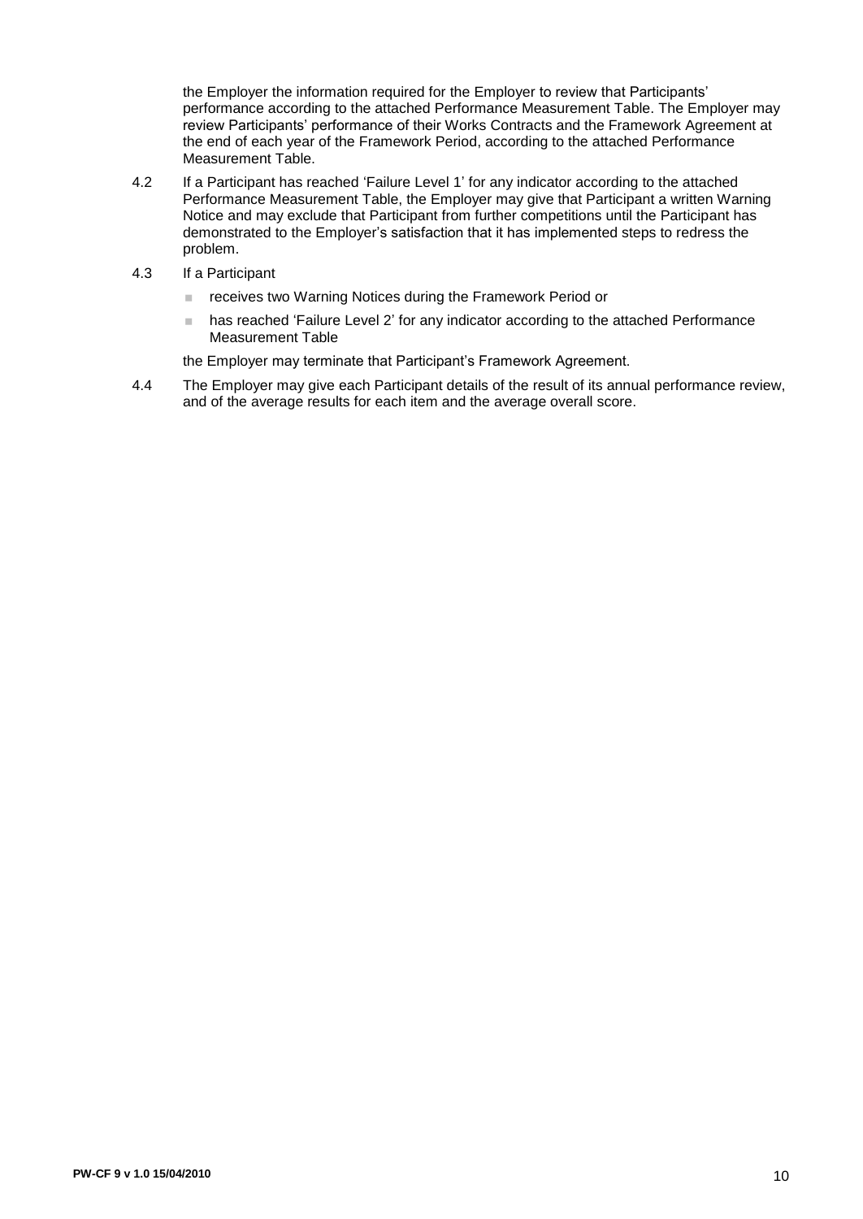the Employer the information required for the Employer to review that Participants' performance according to the attached Performance Measurement Table. The Employer may review Participants' performance of their Works Contracts and the Framework Agreement at the end of each year of the Framework Period, according to the attached Performance Measurement Table.

4.2 If a Participant has reached 'Failure Level 1' for any indicator according to the attached Performance Measurement Table, the Employer may give that Participant a written Warning Notice and may exclude that Participant from further competitions until the Participant has demonstrated to the Employer's satisfaction that it has implemented steps to redress the problem.

4.3 If a Participant

- receives two Warning Notices during the Framework Period or
- has reached 'Failure Level 2' for any indicator according to the attached Performance Measurement Table

the Employer may terminate that Participant's Framework Agreement.

4.4 The Employer may give each Participant details of the result of its annual performance review, and of the average results for each item and the average overall score.

PW-CF 9 v 1.0 15/04/2010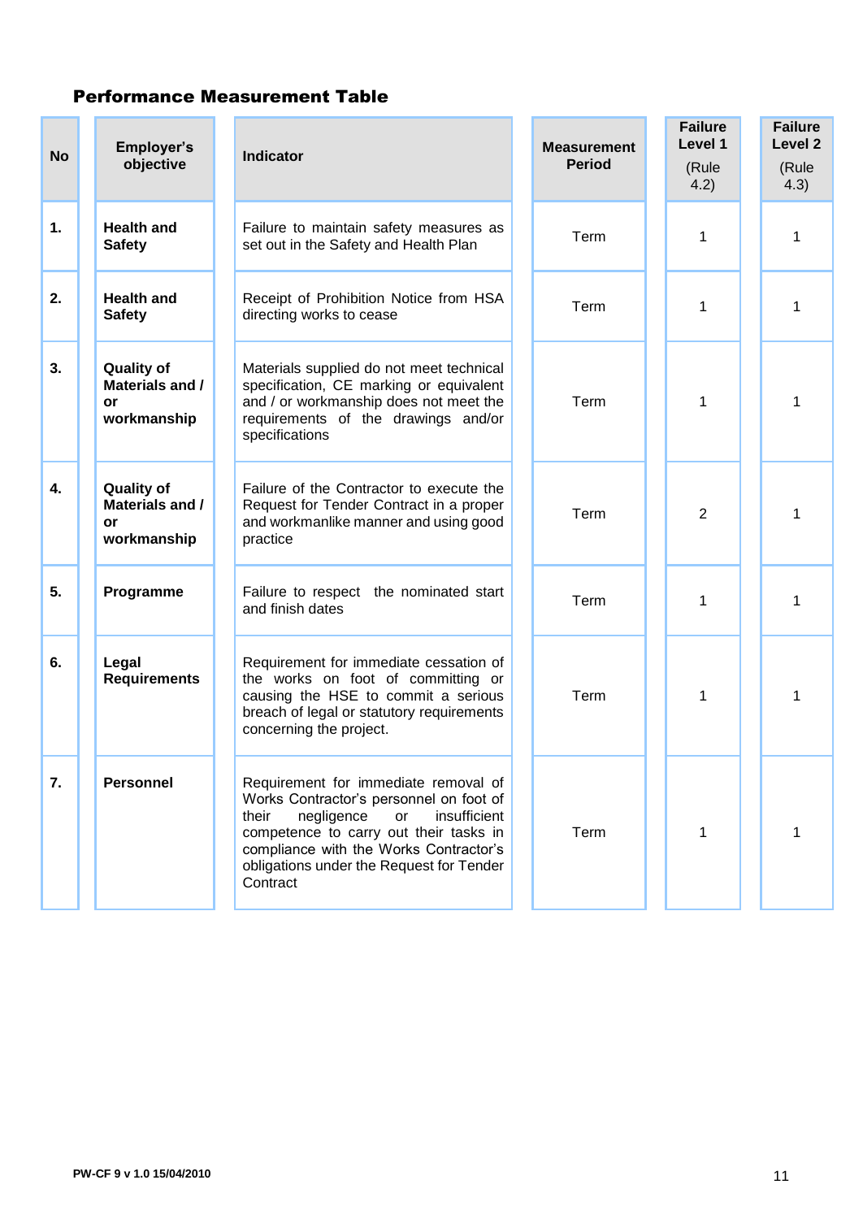## Performance Measurement Table

| No | Employer's objective | Indicator | Measurement Period | Failure Level 1 (Rule 4.2) | Failure Level 2 (Rule 4.3) |
|---|---|---|---|---|---|
| 1. | **Health and Safety** | Failure to maintain safety measures as set out in the Safety and Health Plan | Term | 1 | 1 |
| 2. | **Health and Safety** | Receipt of Prohibition Notice from HSA directing works to cease | Term | 1 | 1 |
| 3. | **Quality of Materials and / or workmanship** | Materials supplied do not meet technical specification, CE marking or equivalent and / or workmanship does not meet the requirements of the drawings and/or specifications | Term | 1 | 1 |
| 4. | **Quality of Materials and / or workmanship** | Failure of the Contractor to execute the Request for Tender Contract in a proper and workmanlike manner and using good practice | Term | 2 | 1 |
| 5. | **Programme** | Failure to respect the nominated start and finish dates | Term | 1 | 1 |
| 6. | **Legal Requirements** | Requirement for immediate cessation of the works on foot of committing or causing the HSE to commit a serious breach of legal or statutory requirements concerning the project. | Term | 1 | 1 |
| 7. | **Personnel** | Requirement for immediate removal of Works Contractor's personnel on foot of their negligence or insufficient competence to carry out their tasks in compliance with the Works Contractor's obligations under the Request for Tender Contract | Term | 1 | 1 |

PW-CF 9 v 1.0 15/04/2010